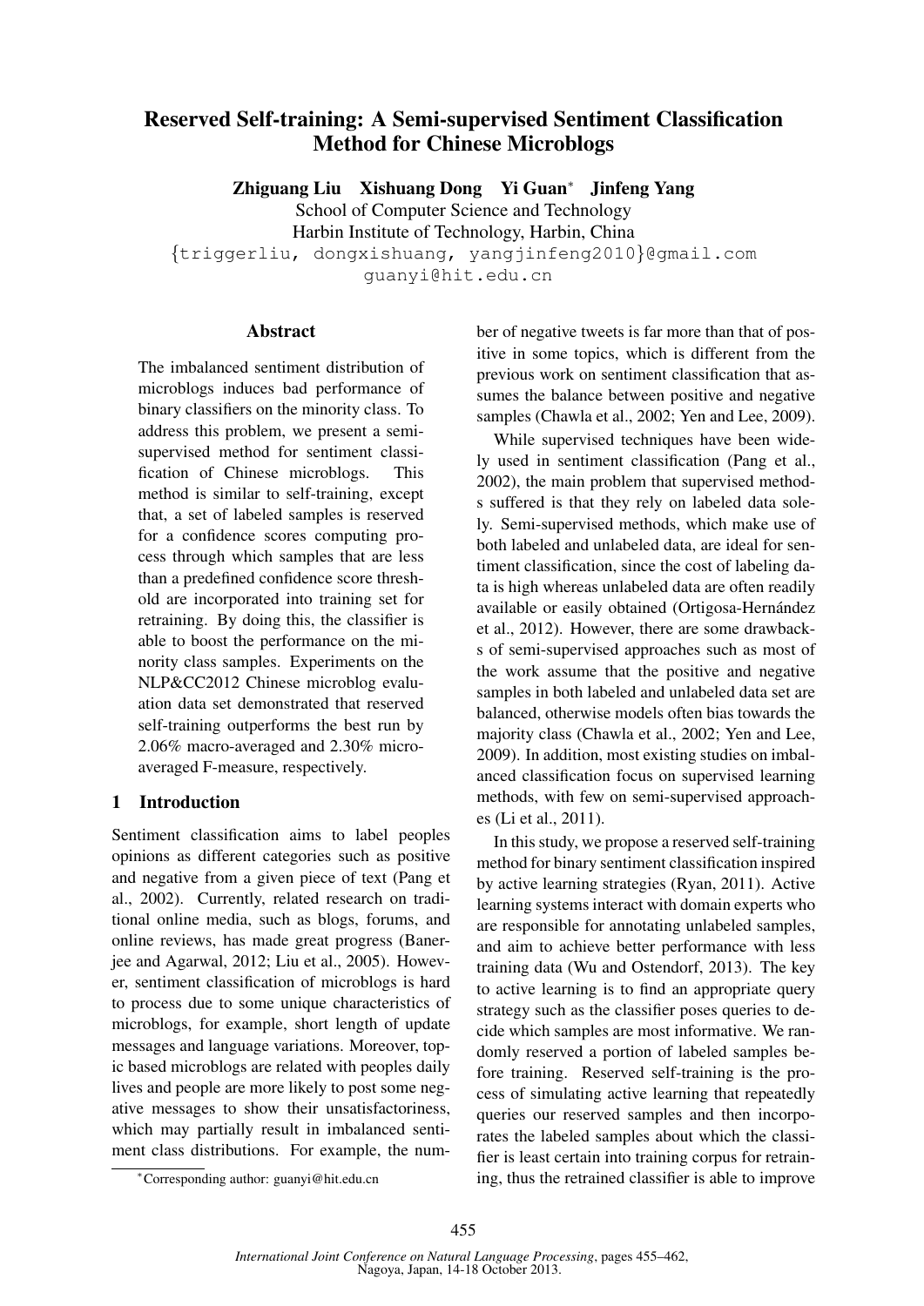# Reserved Self-training: A Semi-supervised Sentiment Classification Method for Chinese Microblogs

**Zhiguang Liu  Xishuang Dong  Yi Guan[*]  Jinfeng Yang**

School of Computer Science and Technology
Harbin Institute of Technology, Harbin, China
{triggerliu, dongxishuang, yangjinfeng2010}@gmail.com
guanyi@hit.edu.cn

## Abstract

The imbalanced sentiment distribution of microblogs induces bad performance of binary classifiers on the minority class. To address this problem, we present a semi-supervised method for sentiment classification of Chinese microblogs. This method is similar to self-training, except that, a set of labeled samples is reserved for a confidence scores computing process through which samples that are less than a predefined confidence score threshold are incorporated into training set for retraining. By doing this, the classifier is able to boost the performance on the minority class samples. Experiments on the NLP&CC2012 Chinese microblog evaluation data set demonstrated that reserved self-training outperforms the best run by 2.06% macro-averaged and 2.30% micro-averaged F-measure, respectively.

## 1 Introduction

Sentiment classification aims to label peoples opinions as different categories such as positive and negative from a given piece of text (Pang et al., 2002). Currently, related research on traditional online media, such as blogs, forums, and online reviews, has made great progress (Banerjee and Agarwal, 2012; Liu et al., 2005). However, sentiment classification of microblogs is hard to process due to some unique characteristics of microblogs, for example, short length of update messages and language variations. Moreover, topic based microblogs are related with peoples daily lives and people are more likely to post some negative messages to show their unsatisfactoriness, which may partially result in imbalanced sentiment class distributions. For example, the number of negative tweets is far more than that of positive in some topics, which is different from the previous work on sentiment classification that assumes the balance between positive and negative samples (Chawla et al., 2002; Yen and Lee, 2009).

While supervised techniques have been widely used in sentiment classification (Pang et al., 2002), the main problem that supervised methods suffered is that they rely on labeled data solely. Semi-supervised methods, which make use of both labeled and unlabeled data, are ideal for sentiment classification, since the cost of labeling data is high whereas unlabeled data are often readily available or easily obtained (Ortigosa-Hernández et al., 2012). However, there are some drawbacks of semi-supervised approaches such as most of the work assume that the positive and negative samples in both labeled and unlabeled data set are balanced, otherwise models often bias towards the majority class (Chawla et al., 2002; Yen and Lee, 2009). In addition, most existing studies on imbalanced classification focus on supervised learning methods, with few on semi-supervised approaches (Li et al., 2011).

In this study, we propose a reserved self-training method for binary sentiment classification inspired by active learning strategies (Ryan, 2011). Active learning systems interact with domain experts who are responsible for annotating unlabeled samples, and aim to achieve better performance with less training data (Wu and Ostendorf, 2013). The key to active learning is to find an appropriate query strategy such as the classifier poses queries to decide which samples are most informative. We randomly reserved a portion of labeled samples before training. Reserved self-training is the process of simulating active learning that repeatedly queries our reserved samples and then incorporates the labeled samples about which the classifier is least certain into training corpus for retraining, thus the retrained classifier is able to improve

[*]Corresponding author: guanyi@hit.edu.cn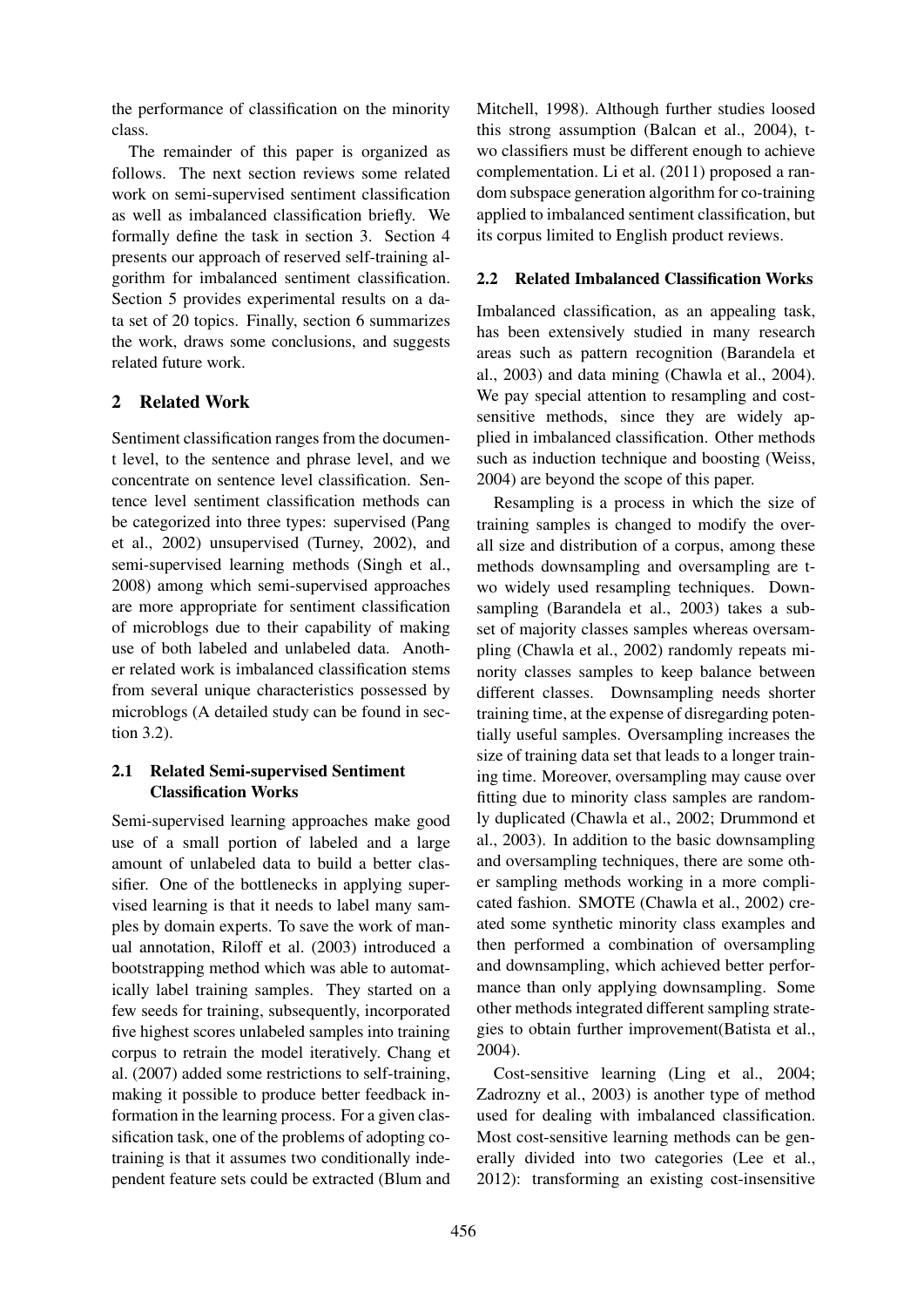the performance of classification on the minority class.

The remainder of this paper is organized as follows. The next section reviews some related work on semi-supervised sentiment classification as well as imbalanced classification briefly. We formally define the task in section 3. Section 4 presents our approach of reserved self-training algorithm for imbalanced sentiment classification. Section 5 provides experimental results on a data set of 20 topics. Finally, section 6 summarizes the work, draws some conclusions, and suggests related future work.

## 2 Related Work

Sentiment classification ranges from the document level, to the sentence and phrase level, and we concentrate on sentence level classification. Sentence level sentiment classification methods can be categorized into three types: supervised (Pang et al., 2002) unsupervised (Turney, 2002), and semi-supervised learning methods (Singh et al., 2008) among which semi-supervised approaches are more appropriate for sentiment classification of microblogs due to their capability of making use of both labeled and unlabeled data. Another related work is imbalanced classification stems from several unique characteristics possessed by microblogs (A detailed study can be found in section 3.2).

### 2.1 Related Semi-supervised Sentiment Classification Works

Semi-supervised learning approaches make good use of a small portion of labeled and a large amount of unlabeled data to build a better classifier. One of the bottlenecks in applying supervised learning is that it needs to label many samples by domain experts. To save the work of manual annotation, Riloff et al. (2003) introduced a bootstrapping method which was able to automatically label training samples. They started on a few seeds for training, subsequently, incorporated five highest scores unlabeled samples into training corpus to retrain the model iteratively. Chang et al. (2007) added some restrictions to self-training, making it possible to produce better feedback information in the learning process. For a given classification task, one of the problems of adopting co-training is that it assumes two conditionally independent feature sets could be extracted (Blum and Mitchell, 1998). Although further studies loosed this strong assumption (Balcan et al., 2004), two classifiers must be different enough to achieve complementation. Li et al. (2011) proposed a random subspace generation algorithm for co-training applied to imbalanced sentiment classification, but its corpus limited to English product reviews.

### 2.2 Related Imbalanced Classification Works

Imbalanced classification, as an appealing task, has been extensively studied in many research areas such as pattern recognition (Barandela et al., 2003) and data mining (Chawla et al., 2004). We pay special attention to resampling and cost-sensitive methods, since they are widely applied in imbalanced classification. Other methods such as induction technique and boosting (Weiss, 2004) are beyond the scope of this paper.

Resampling is a process in which the size of training samples is changed to modify the overall size and distribution of a corpus, among these methods downsampling and oversampling are two widely used resampling techniques. Downsampling (Barandela et al., 2003) takes a subset of majority classes samples whereas oversampling (Chawla et al., 2002) randomly repeats minority classes samples to keep balance between different classes. Downsampling needs shorter training time, at the expense of disregarding potentially useful samples. Oversampling increases the size of training data set that leads to a longer training time. Moreover, oversampling may cause over fitting due to minority class samples are randomly duplicated (Chawla et al., 2002; Drummond et al., 2003). In addition to the basic downsampling and oversampling techniques, there are some other sampling methods working in a more complicated fashion. SMOTE (Chawla et al., 2002) created some synthetic minority class examples and then performed a combination of oversampling and downsampling, which achieved better performance than only applying downsampling. Some other methods integrated different sampling strategies to obtain further improvement(Batista et al., 2004).

Cost-sensitive learning (Ling et al., 2004; Zadrozny et al., 2003) is another type of method used for dealing with imbalanced classification. Most cost-sensitive learning methods can be generally divided into two categories (Lee et al., 2012): transforming an existing cost-insensitive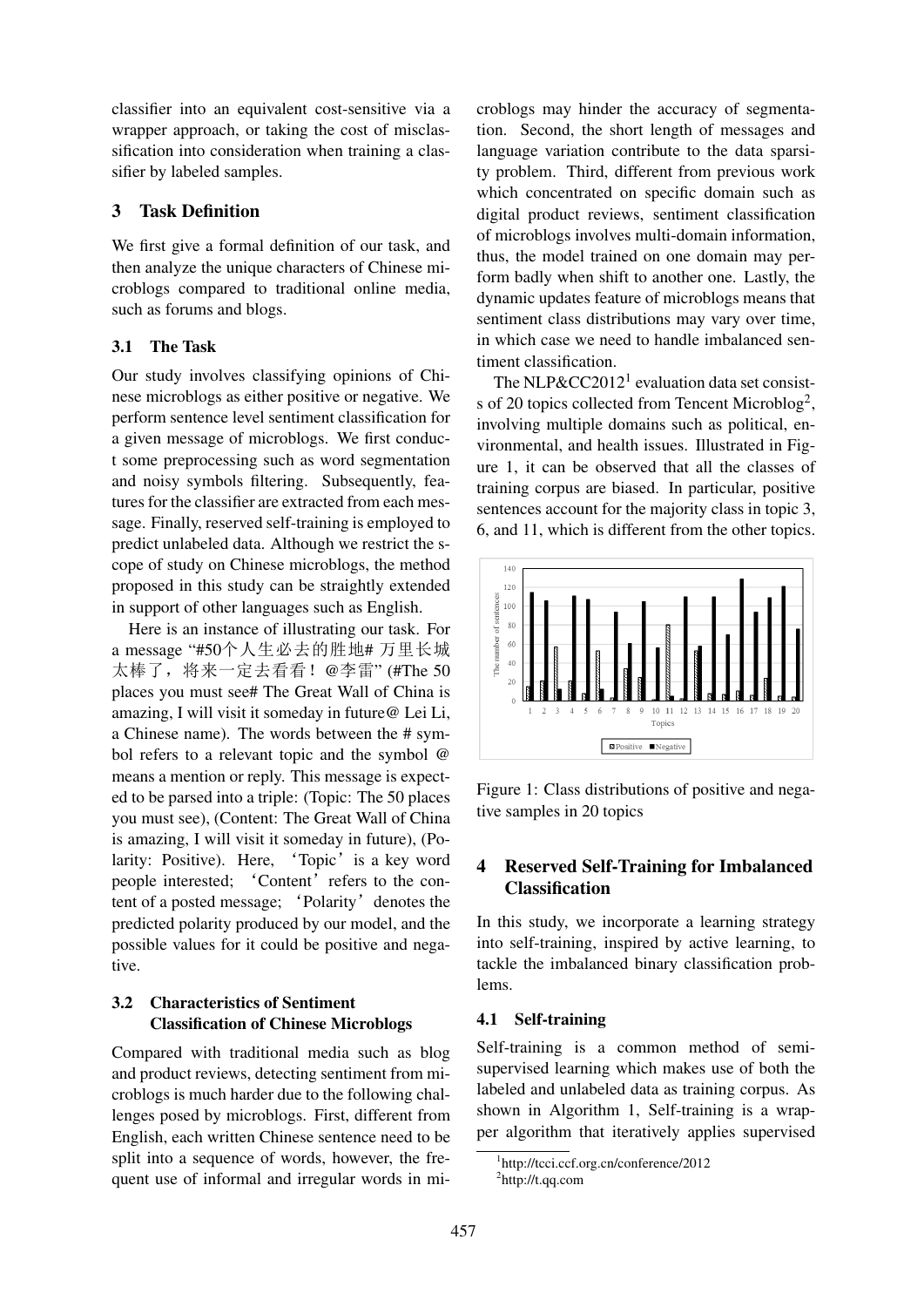classifier into an equivalent cost-sensitive via a wrapper approach, or taking the cost of misclassification into consideration when training a classifier by labeled samples.

## 3 Task Definition

We first give a formal definition of our task, and then analyze the unique characters of Chinese microblogs compared to traditional online media, such as forums and blogs.

### 3.1 The Task

Our study involves classifying opinions of Chinese microblogs as either positive or negative. We perform sentence level sentiment classification for a given message of microblogs. We first conduct some preprocessing such as word segmentation and noisy symbols filtering. Subsequently, features for the classifier are extracted from each message. Finally, reserved self-training is employed to predict unlabeled data. Although we restrict the scope of study on Chinese microblogs, the method proposed in this study can be straightly extended in support of other languages such as English.

Here is an instance of illustrating our task. For a message "#50个人生必去的胜地# 万里长城太棒了，将来一定去看看！@李雷" (#The 50 places you must see# The Great Wall of China is amazing, I will visit it someday in future@ Lei Li, a Chinese name). The words between the # symbol refers to a relevant topic and the symbol @ means a mention or reply. This message is expected to be parsed into a triple: (Topic: The 50 places you must see), (Content: The Great Wall of China is amazing, I will visit it someday in future), (Polarity: Positive). Here, 'Topic' is a key word people interested; 'Content' refers to the content of a posted message; 'Polarity' denotes the predicted polarity produced by our model, and the possible values for it could be positive and negative.

### 3.2 Characteristics of Sentiment Classification of Chinese Microblogs

Compared with traditional media such as blog and product reviews, detecting sentiment from microblogs is much harder due to the following challenges posed by microblogs. First, different from English, each written Chinese sentence need to be split into a sequence of words, however, the frequent use of informal and irregular words in microblogs may hinder the accuracy of segmentation. Second, the short length of messages and language variation contribute to the data sparsity problem. Third, different from previous work which concentrated on specific domain such as digital product reviews, sentiment classification of microblogs involves multi-domain information, thus, the model trained on one domain may perform badly when shift to another one. Lastly, the dynamic updates feature of microblogs means that sentiment class distributions may vary over time, in which case we need to handle imbalanced sentiment classification.

The NLP&CC2012[1] evaluation data set consists of 20 topics collected from Tencent Microblog[2], involving multiple domains such as political, environmental, and health issues. Illustrated in Figure 1, it can be observed that all the classes of training corpus are biased. In particular, positive sentences account for the majority class in topic 3, 6, and 11, which is different from the other topics.

Figure 1: Class distributions of positive and negative samples in 20 topics

## 4 Reserved Self-Training for Imbalanced Classification

In this study, we incorporate a learning strategy into self-training, inspired by active learning, to tackle the imbalanced binary classification problems.

### 4.1 Self-training

Self-training is a common method of semi-supervised learning which makes use of both the labeled and unlabeled data as training corpus. As shown in Algorithm 1, Self-training is a wrapper algorithm that iteratively applies supervised

[1] http://tcci.ccf.org.cn/conference/2012

[2] http://t.qq.com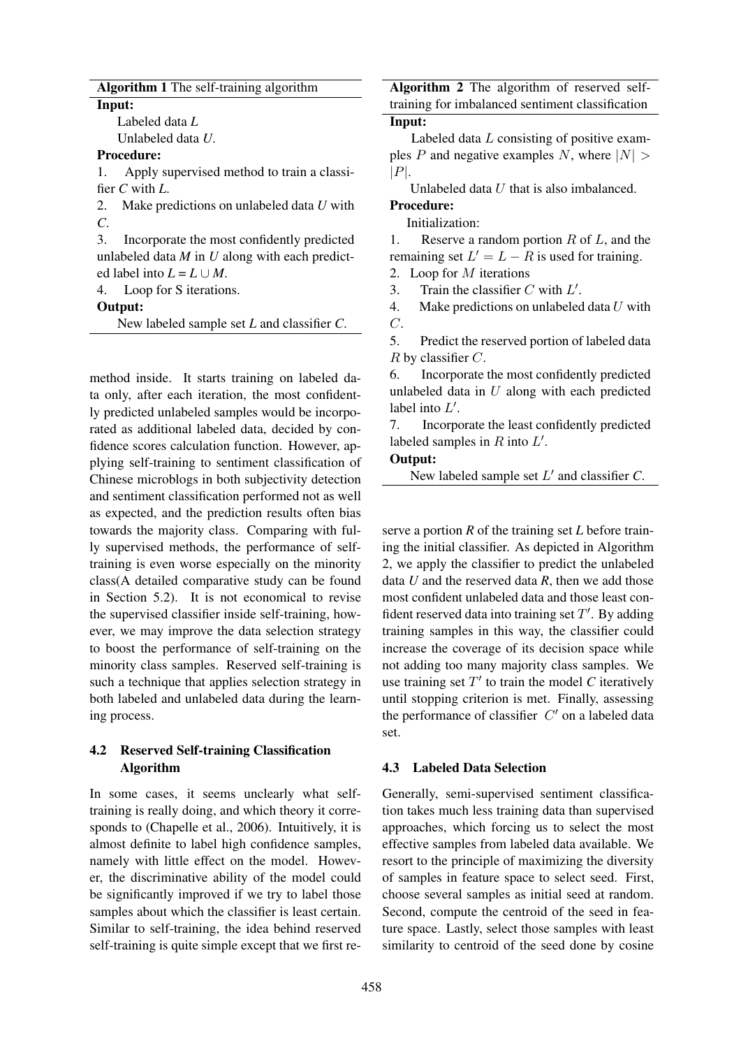**Algorithm 1** The self-training algorithm

**Input:**

Labeled data *L*

Unlabeled data *U*.

**Procedure:**

1. Apply supervised method to train a classifier *C* with *L*.
2. Make predictions on unlabeled data *U* with *C*.
3. Incorporate the most confidently predicted unlabeled data *M* in *U* along with each predicted label into *L* = *L* ∪ *M*.
4. Loop for S iterations.

**Output:**

New labeled sample set *L* and classifier *C*.

method inside. It starts training on labeled data only, after each iteration, the most confidently predicted unlabeled samples would be incorporated as additional labeled data, decided by confidence scores calculation function. However, applying self-training to sentiment classification of Chinese microblogs in both subjectivity detection and sentiment classification performed not as well as expected, and the prediction results often bias towards the majority class. Comparing with fully supervised methods, the performance of self-training is even worse especially on the minority class(A detailed comparative study can be found in Section 5.2). It is not economical to revise the supervised classifier inside self-training, however, we may improve the data selection strategy to boost the performance of self-training on the minority class samples. Reserved self-training is such a technique that applies selection strategy in both labeled and unlabeled data during the learning process.

### 4.2 Reserved Self-training Classification Algorithm

In some cases, it seems unclearly what self-training is really doing, and which theory it corresponds to (Chapelle et al., 2006). Intuitively, it is almost definite to label high confidence samples, namely with little effect on the model. However, the discriminative ability of the model could be significantly improved if we try to label those samples about which the classifier is least certain. Similar to self-training, the idea behind reserved self-training is quite simple except that we first reserve a portion *R* of the training set *L* before training the initial classifier. As depicted in Algorithm 2, we apply the classifier to predict the unlabeled data *U* and the reserved data *R*, then we add those most confident unlabeled data and those least confident reserved data into training set $T'$. By adding training samples in this way, the classifier could increase the coverage of its decision space while not adding too many majority class samples. We use training set $T'$ to train the model *C* iteratively until stopping criterion is met. Finally, assessing the performance of classifier $C'$ on a labeled data set.

**Algorithm 2** The algorithm of reserved self-training for imbalanced sentiment classification

**Input:**

Labeled data $L$ consisting of positive examples $P$ and negative examples $N$, where $|N| > |P|$.

Unlabeled data $U$ that is also imbalanced.

**Procedure:**

Initialization:

1. Reserve a random portion $R$ of $L$, and the remaining set $L' = L - R$ is used for training.
2. Loop for $M$ iterations
3. Train the classifier $C$ with $L'$.
4. Make predictions on unlabeled data $U$ with $C$.
5. Predict the reserved portion of labeled data $R$ by classifier $C$.
6. Incorporate the most confidently predicted unlabeled data in $U$ along with each predicted label into $L'$.
7. Incorporate the least confidently predicted labeled samples in $R$ into $L'$.

**Output:**

New labeled sample set $L'$ and classifier *C*.

### 4.3 Labeled Data Selection

Generally, semi-supervised sentiment classification takes much less training data than supervised approaches, which forcing us to select the most effective samples from labeled data available. We resort to the principle of maximizing the diversity of samples in feature space to select seed. First, choose several samples as initial seed at random. Second, compute the centroid of the seed in feature space. Lastly, select those samples with least similarity to centroid of the seed done by cosine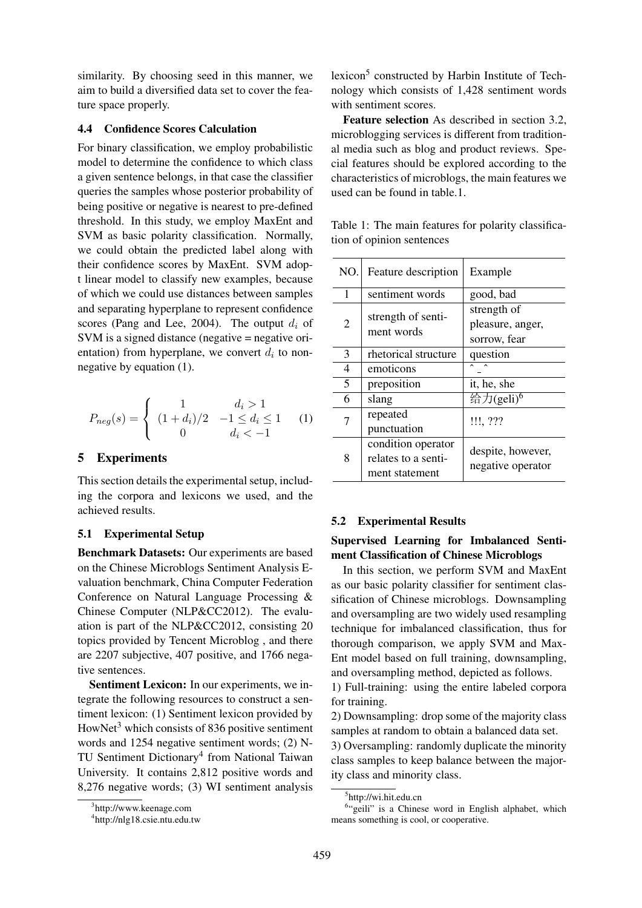similarity. By choosing seed in this manner, we aim to build a diversified data set to cover the feature space properly.

### 4.4 Confidence Scores Calculation

For binary classification, we employ probabilistic model to determine the confidence to which class a given sentence belongs, in that case the classifier queries the samples whose posterior probability of being positive or negative is nearest to pre-defined threshold. In this study, we employ MaxEnt and SVM as basic polarity classification. Normally, we could obtain the predicted label along with their confidence scores by MaxEnt. SVM adopt linear model to classify new examples, because of which we could use distances between samples and separating hyperplane to represent confidence scores (Pang and Lee, 2004). The output $d_i$ of SVM is a signed distance (negative = negative orientation) from hyperplane, we convert $d_i$ to non-negative by equation (1).

$$P_{neg}(s) = \begin{cases} 1 & d_i > 1 \\ (1 + d_i)/2 & -1 \leq d_i \leq 1 \\ 0 & d_i < -1 \end{cases} \quad (1)$$

## 5 Experiments

This section details the experimental setup, including the corpora and lexicons we used, and the achieved results.

### 5.1 Experimental Setup

**Benchmark Datasets:** Our experiments are based on the Chinese Microblogs Sentiment Analysis Evaluation benchmark, China Computer Federation Conference on Natural Language Processing & Chinese Computer (NLP&CC2012). The evaluation is part of the NLP&CC2012, consisting 20 topics provided by Tencent Microblog , and there are 2207 subjective, 407 positive, and 1766 negative sentences.

**Sentiment Lexicon:** In our experiments, we integrate the following resources to construct a sentiment lexicon: (1) Sentiment lexicon provided by HowNet[3] which consists of 836 positive sentiment words and 1254 negative sentiment words; (2) NTU Sentiment Dictionary[4] from National Taiwan University. It contains 2,812 positive words and 8,276 negative words; (3) WI sentiment analysis lexicon[5] constructed by Harbin Institute of Technology which consists of 1,428 sentiment words with sentiment scores.

**Feature selection** As described in section 3.2, microblogging services is different from traditional media such as blog and product reviews. Special features should be explored according to the characteristics of microblogs, the main features we used can be found in table.1.

Table 1: The main features for polarity classification of opinion sentences

| NO. | Feature description | Example |
|---|---|---|
| 1 | sentiment words | good, bad |
| 2 | strength of sentiment words | strength of pleasure, anger, sorrow, fear |
| 3 | rhetorical structure | question |
| 4 | emoticons | ˆ_ˆ |
| 5 | preposition | it, he, she |
| 6 | slang | 给力(geli)[6] |
| 7 | repeated punctuation | !!!, ??? |
| 8 | condition operator relates to a sentiment statement | despite, however, negative operator |

### 5.2 Experimental Results

**Supervised Learning for Imbalanced Sentiment Classification of Chinese Microblogs**

In this section, we perform SVM and MaxEnt as our basic polarity classifier for sentiment classification of Chinese microblogs. Downsampling and oversampling are two widely used resampling technique for imbalanced classification, thus for thorough comparison, we apply SVM and MaxEnt model based on full training, downsampling, and oversampling method, depicted as follows.

1) Full-training: using the entire labeled corpora for training.

2) Downsampling: drop some of the majority class samples at random to obtain a balanced data set.

3) Oversampling: randomly duplicate the minority class samples to keep balance between the majority class and minority class.

[3]http://www.keenage.com

[4]http://nlg18.csie.ntu.edu.tw

[5]http://wi.hit.edu.cn

[6]"geili" is a Chinese word in English alphabet, which means something is cool, or cooperative.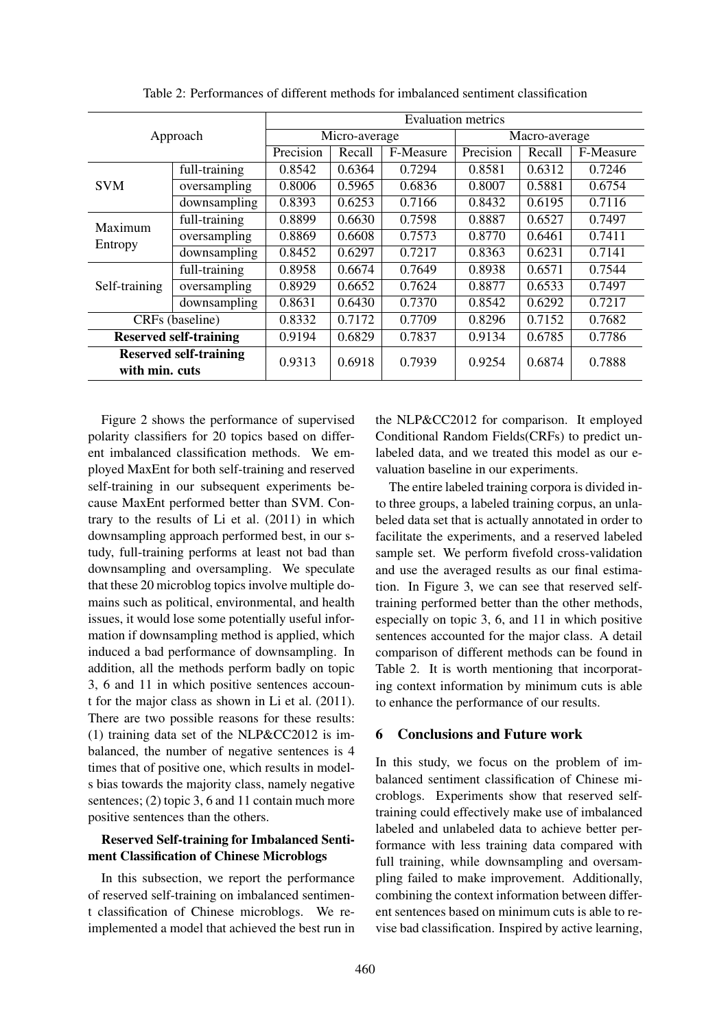Table 2: Performances of different methods for imbalanced sentiment classification

| Approach | | Evaluation metrics | | | | | |
|---|---|---|---|---|---|---|---|
| | | Micro-average | | | Macro-average | | |
| | | Precision | Recall | F-Measure | Precision | Recall | F-Measure |
| SVM | full-training | 0.8542 | 0.6364 | 0.7294 | 0.8581 | 0.6312 | 0.7246 |
| | oversampling | 0.8006 | 0.5965 | 0.6836 | 0.8007 | 0.5881 | 0.6754 |
| | downsampling | 0.8393 | 0.6253 | 0.7166 | 0.8432 | 0.6195 | 0.7116 |
| Maximum Entropy | full-training | 0.8899 | 0.6630 | 0.7598 | 0.8887 | 0.6527 | 0.7497 |
| | oversampling | 0.8869 | 0.6608 | 0.7573 | 0.8770 | 0.6461 | 0.7411 |
| | downsampling | 0.8452 | 0.6297 | 0.7217 | 0.8363 | 0.6231 | 0.7141 |
| Self-training | full-training | 0.8958 | 0.6674 | 0.7649 | 0.8938 | 0.6571 | 0.7544 |
| | oversampling | 0.8929 | 0.6652 | 0.7624 | 0.8877 | 0.6533 | 0.7497 |
| | downsampling | 0.8631 | 0.6430 | 0.7370 | 0.8542 | 0.6292 | 0.7217 |
| CRFs (baseline) | | 0.8332 | 0.7172 | 0.7709 | 0.8296 | 0.7152 | 0.7682 |
| **Reserved self-training** | | 0.9194 | 0.6829 | 0.7837 | 0.9134 | 0.6785 | 0.7786 |
| **Reserved self-training with min. cuts** | | 0.9313 | 0.6918 | 0.7939 | 0.9254 | 0.6874 | 0.7888 |

Figure 2 shows the performance of supervised polarity classifiers for 20 topics based on different imbalanced classification methods. We employed MaxEnt for both self-training and reserved self-training in our subsequent experiments because MaxEnt performed better than SVM. Contrary to the results of Li et al. (2011) in which downsampling approach performed best, in our study, full-training performs at least not bad than downsampling and oversampling. We speculate that these 20 microblog topics involve multiple domains such as political, environmental, and health issues, it would lose some potentially useful information if downsampling method is applied, which induced a bad performance of downsampling. In addition, all the methods perform badly on topic 3, 6 and 11 in which positive sentences account for the major class as shown in Li et al. (2011). There are two possible reasons for these results: (1) training data set of the NLP&CC2012 is imbalanced, the number of negative sentences is 4 times that of positive one, which results in models bias towards the majority class, namely negative sentences; (2) topic 3, 6 and 11 contain much more positive sentences than the others.

**Reserved Self-training for Imbalanced Sentiment Classification of Chinese Microblogs**

In this subsection, we report the performance of reserved self-training on imbalanced sentiment classification of Chinese microblogs. We reimplemented a model that achieved the best run in the NLP&CC2012 for comparison. It employed Conditional Random Fields(CRFs) to predict unlabeled data, and we treated this model as our evaluation baseline in our experiments.

The entire labeled training corpora is divided into three groups, a labeled training corpus, an unlabeled data set that is actually annotated in order to facilitate the experiments, and a reserved labeled sample set. We perform fivefold cross-validation and use the averaged results as our final estimation. In Figure 3, we can see that reserved self-training performed better than the other methods, especially on topic 3, 6, and 11 in which positive sentences accounted for the major class. A detail comparison of different methods can be found in Table 2. It is worth mentioning that incorporating context information by minimum cuts is able to enhance the performance of our results.

## 6 Conclusions and Future work

In this study, we focus on the problem of imbalanced sentiment classification of Chinese microblogs. Experiments show that reserved self-training could effectively make use of imbalanced labeled and unlabeled data to achieve better performance with less training data compared with full training, while downsampling and oversampling failed to make improvement. Additionally, combining the context information between different sentences based on minimum cuts is able to revise bad classification. Inspired by active learning,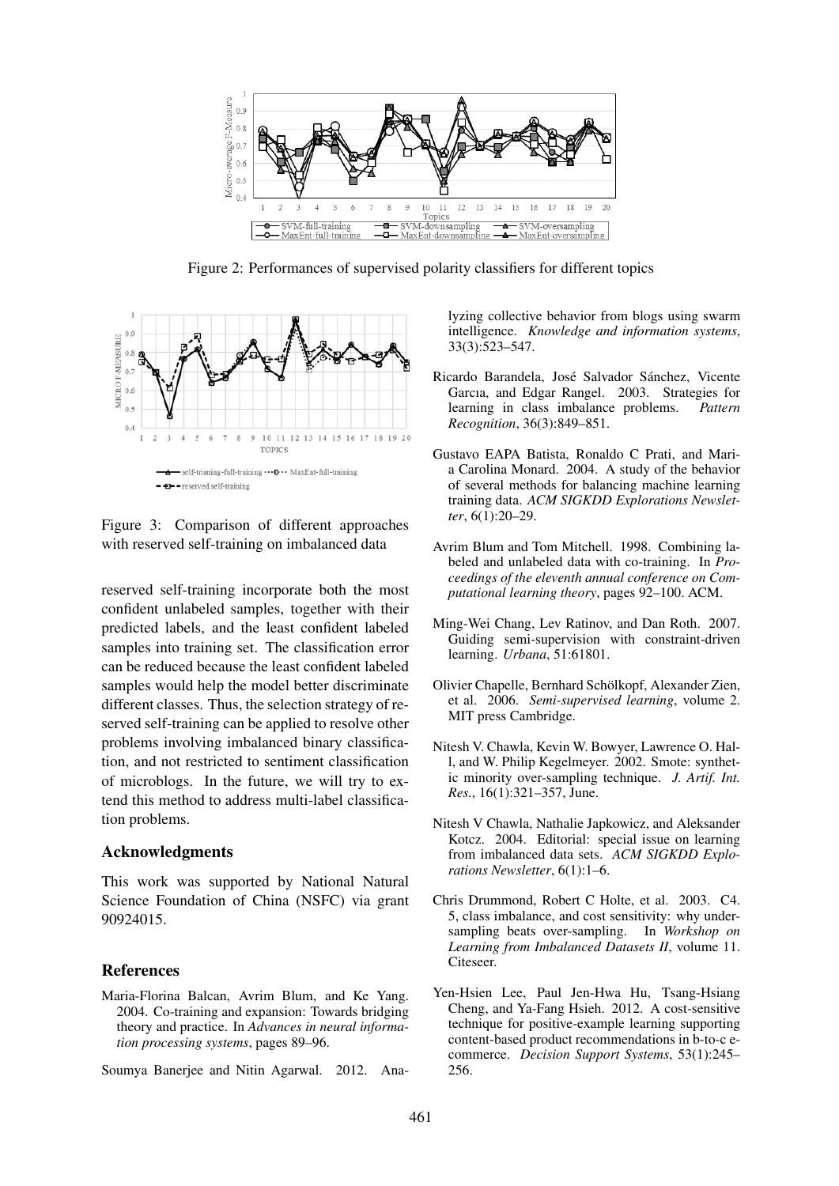Figure 2: Performances of supervised polarity classifiers for different topics

Figure 3: Comparison of different approaches with reserved self-training on imbalanced data

reserved self-training incorporate both the most confident unlabeled samples, together with their predicted labels, and the least confident labeled samples into training set. The classification error can be reduced because the least confident labeled samples would help the model better discriminate different classes. Thus, the selection strategy of reserved self-training can be applied to resolve other problems involving imbalanced binary classification, and not restricted to sentiment classification of microblogs. In the future, we will try to extend this method to address multi-label classification problems.

## Acknowledgments

This work was supported by National Natural Science Foundation of China (NSFC) via grant 90924015.

## References

Maria-Florina Balcan, Avrim Blum, and Ke Yang. 2004. Co-training and expansion: Towards bridging theory and practice. In *Advances in neural information processing systems*, pages 89–96.

Soumya Banerjee and Nitin Agarwal. 2012. Analyzing collective behavior from blogs using swarm intelligence. *Knowledge and information systems*, 33(3):523–547.

Ricardo Barandela, José Salvador Sánchez, Vicente Garcıa, and Edgar Rangel. 2003. Strategies for learning in class imbalance problems. *Pattern Recognition*, 36(3):849–851.

Gustavo EAPA Batista, Ronaldo C Prati, and Maria Carolina Monard. 2004. A study of the behavior of several methods for balancing machine learning training data. *ACM SIGKDD Explorations Newsletter*, 6(1):20–29.

Avrim Blum and Tom Mitchell. 1998. Combining labeled and unlabeled data with co-training. In *Proceedings of the eleventh annual conference on Computational learning theory*, pages 92–100. ACM.

Ming-Wei Chang, Lev Ratinov, and Dan Roth. 2007. Guiding semi-supervision with constraint-driven learning. *Urbana*, 51:61801.

Olivier Chapelle, Bernhard Schölkopf, Alexander Zien, et al. 2006. *Semi-supervised learning*, volume 2. MIT press Cambridge.

Nitesh V. Chawla, Kevin W. Bowyer, Lawrence O. Hall, and W. Philip Kegelmeyer. 2002. Smote: synthetic minority over-sampling technique. *J. Artif. Int. Res.*, 16(1):321–357, June.

Nitesh V Chawla, Nathalie Japkowicz, and Aleksander Kotcz. 2004. Editorial: special issue on learning from imbalanced data sets. *ACM SIGKDD Explorations Newsletter*, 6(1):1–6.

Chris Drummond, Robert C Holte, et al. 2003. C4. 5, class imbalance, and cost sensitivity: why undersampling beats over-sampling. In *Workshop on Learning from Imbalanced Datasets II*, volume 11. Citeseer.

Yen-Hsien Lee, Paul Jen-Hwa Hu, Tsang-Hsiang Cheng, and Ya-Fang Hsieh. 2012. A cost-sensitive technique for positive-example learning supporting content-based product recommendations in b-to-c ecommerce. *Decision Support Systems*, 53(1):245–256.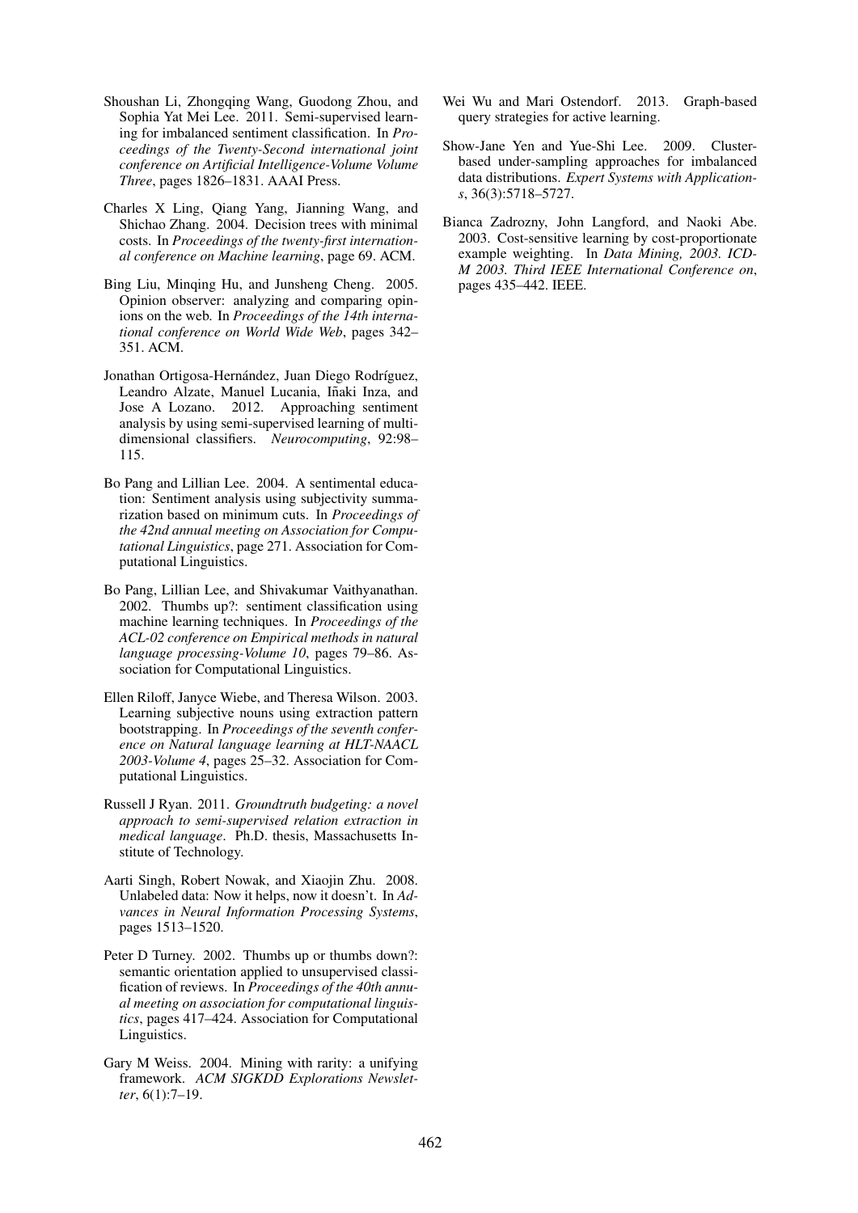Shoushan Li, Zhongqing Wang, Guodong Zhou, and Sophia Yat Mei Lee. 2011. Semi-supervised learning for imbalanced sentiment classification. In *Proceedings of the Twenty-Second international joint conference on Artificial Intelligence-Volume Volume Three*, pages 1826–1831. AAAI Press.

Charles X Ling, Qiang Yang, Jianning Wang, and Shichao Zhang. 2004. Decision trees with minimal costs. In *Proceedings of the twenty-first international conference on Machine learning*, page 69. ACM.

Bing Liu, Minqing Hu, and Junsheng Cheng. 2005. Opinion observer: analyzing and comparing opinions on the web. In *Proceedings of the 14th international conference on World Wide Web*, pages 342–351. ACM.

Jonathan Ortigosa-Hernández, Juan Diego Rodríguez, Leandro Alzate, Manuel Lucania, Iñaki Inza, and Jose A Lozano. 2012. Approaching sentiment analysis by using semi-supervised learning of multi-dimensional classifiers. *Neurocomputing*, 92:98–115.

Bo Pang and Lillian Lee. 2004. A sentimental education: Sentiment analysis using subjectivity summarization based on minimum cuts. In *Proceedings of the 42nd annual meeting on Association for Computational Linguistics*, page 271. Association for Computational Linguistics.

Bo Pang, Lillian Lee, and Shivakumar Vaithyanathan. 2002. Thumbs up?: sentiment classification using machine learning techniques. In *Proceedings of the ACL-02 conference on Empirical methods in natural language processing-Volume 10*, pages 79–86. Association for Computational Linguistics.

Ellen Riloff, Janyce Wiebe, and Theresa Wilson. 2003. Learning subjective nouns using extraction pattern bootstrapping. In *Proceedings of the seventh conference on Natural language learning at HLT-NAACL 2003-Volume 4*, pages 25–32. Association for Computational Linguistics.

Russell J Ryan. 2011. *Groundtruth budgeting: a novel approach to semi-supervised relation extraction in medical language*. Ph.D. thesis, Massachusetts Institute of Technology.

Aarti Singh, Robert Nowak, and Xiaojin Zhu. 2008. Unlabeled data: Now it helps, now it doesn't. In *Advances in Neural Information Processing Systems*, pages 1513–1520.

Peter D Turney. 2002. Thumbs up or thumbs down?: semantic orientation applied to unsupervised classification of reviews. In *Proceedings of the 40th annual meeting on association for computational linguistics*, pages 417–424. Association for Computational Linguistics.

Gary M Weiss. 2004. Mining with rarity: a unifying framework. *ACM SIGKDD Explorations Newsletter*, 6(1):7–19.

Wei Wu and Mari Ostendorf. 2013. Graph-based query strategies for active learning.

Show-Jane Yen and Yue-Shi Lee. 2009. Cluster-based under-sampling approaches for imbalanced data distributions. *Expert Systems with Applications*, 36(3):5718–5727.

Bianca Zadrozny, John Langford, and Naoki Abe. 2003. Cost-sensitive learning by cost-proportionate example weighting. In *Data Mining, 2003. ICDM 2003. Third IEEE International Conference on*, pages 435–442. IEEE.